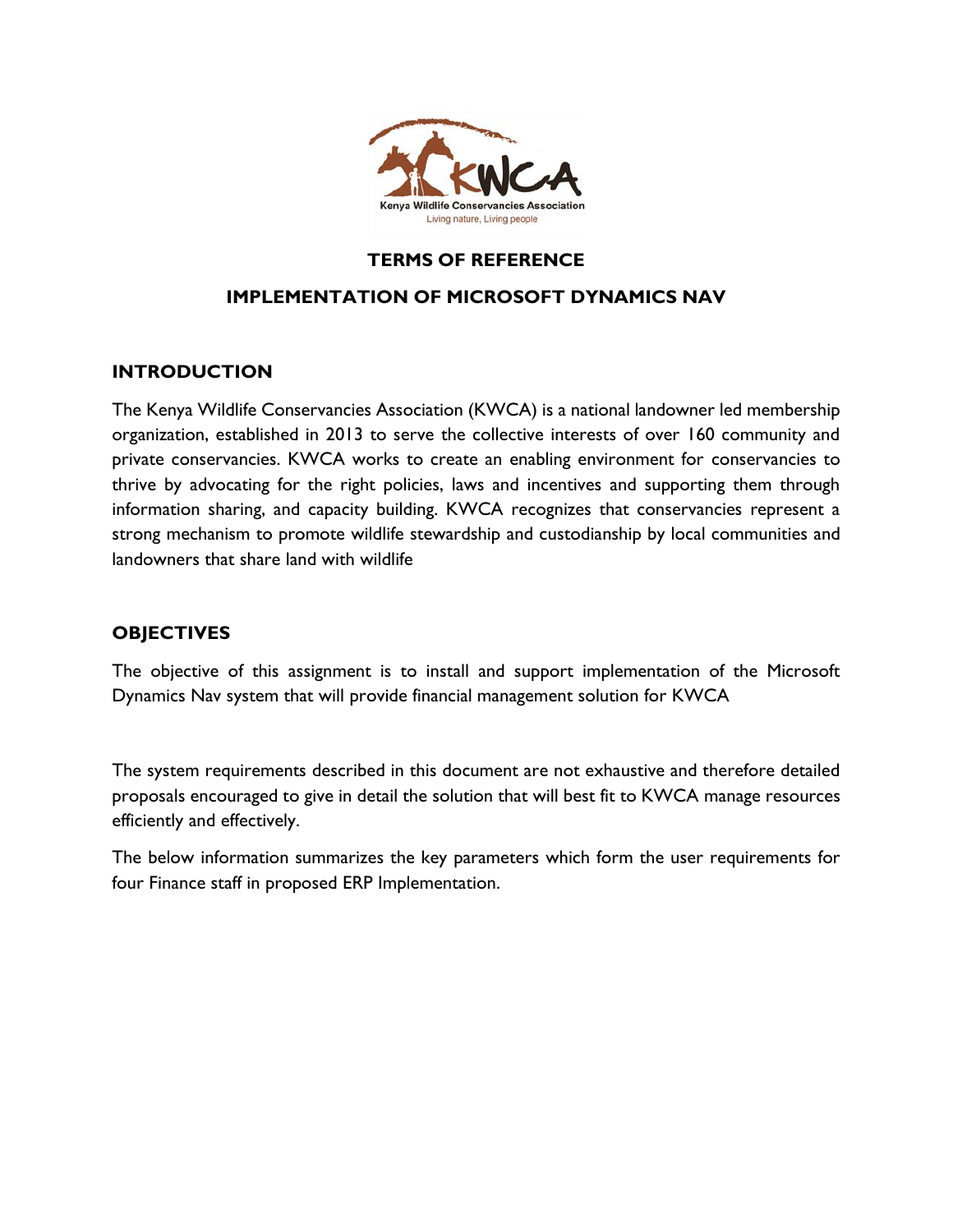# TERMS OF REFERENCE

## IMPLEMENTATION OF MICROSOFT DYNAMICS NAV

### INTRODUCTION

The Kenya Wildlife Conservancies Association (KWCA) is a national landowner led membership organization, established in 2013 to serve the collective interests of over 160 community and private conservancies. KWCA works to create an enabling environment for conservancies to thrive by advocating for the right policies, laws and incentives and supporting them through information sharing, and capacity building. KWCA recognizes that conservancies represent a strong mechanism to promote wildlife stewardship and custodianship by local communities and landowners that share land with wildlife

### OBJECTIVES

The objective of this assignment is to install and support implementation of the Microsoft Dynamics Nav system that will provide financial management solution for KWCA

The system requirements described in this document are not exhaustive and therefore detailed proposals encouraged to give in detail the solution that will best fit to KWCA manage resources efficiently and effectively.

The below information summarizes the key parameters which form the user requirements for four Finance staff in proposed ERP Implementation.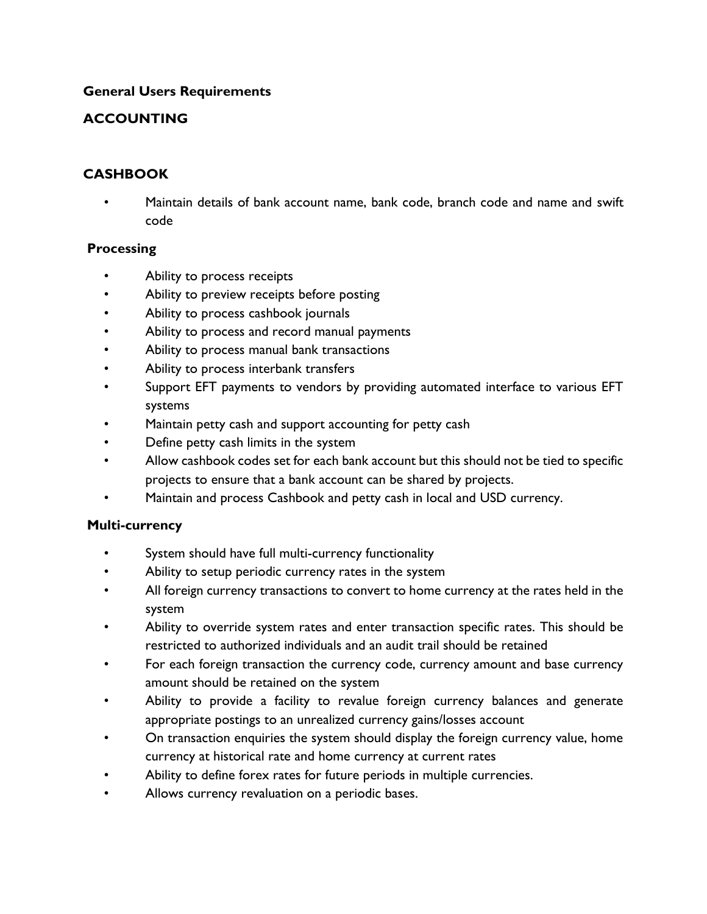**General Users Requirements**

## ACCOUNTING

### CASHBOOK

- Maintain details of bank account name, bank code, branch code and name and swift code

**Processing**

- Ability to process receipts
- Ability to preview receipts before posting
- Ability to process cashbook journals
- Ability to process and record manual payments
- Ability to process manual bank transactions
- Ability to process interbank transfers
- Support EFT payments to vendors by providing automated interface to various EFT systems
- Maintain petty cash and support accounting for petty cash
- Define petty cash limits in the system
- Allow cashbook codes set for each bank account but this should not be tied to specific projects to ensure that a bank account can be shared by projects.
- Maintain and process Cashbook and petty cash in local and USD currency.

**Multi-currency**

- System should have full multi-currency functionality
- Ability to setup periodic currency rates in the system
- All foreign currency transactions to convert to home currency at the rates held in the system
- Ability to override system rates and enter transaction specific rates. This should be restricted to authorized individuals and an audit trail should be retained
- For each foreign transaction the currency code, currency amount and base currency amount should be retained on the system
- Ability to provide a facility to revalue foreign currency balances and generate appropriate postings to an unrealized currency gains/losses account
- On transaction enquiries the system should display the foreign currency value, home currency at historical rate and home currency at current rates
- Ability to define forex rates for future periods in multiple currencies.
- Allows currency revaluation on a periodic bases.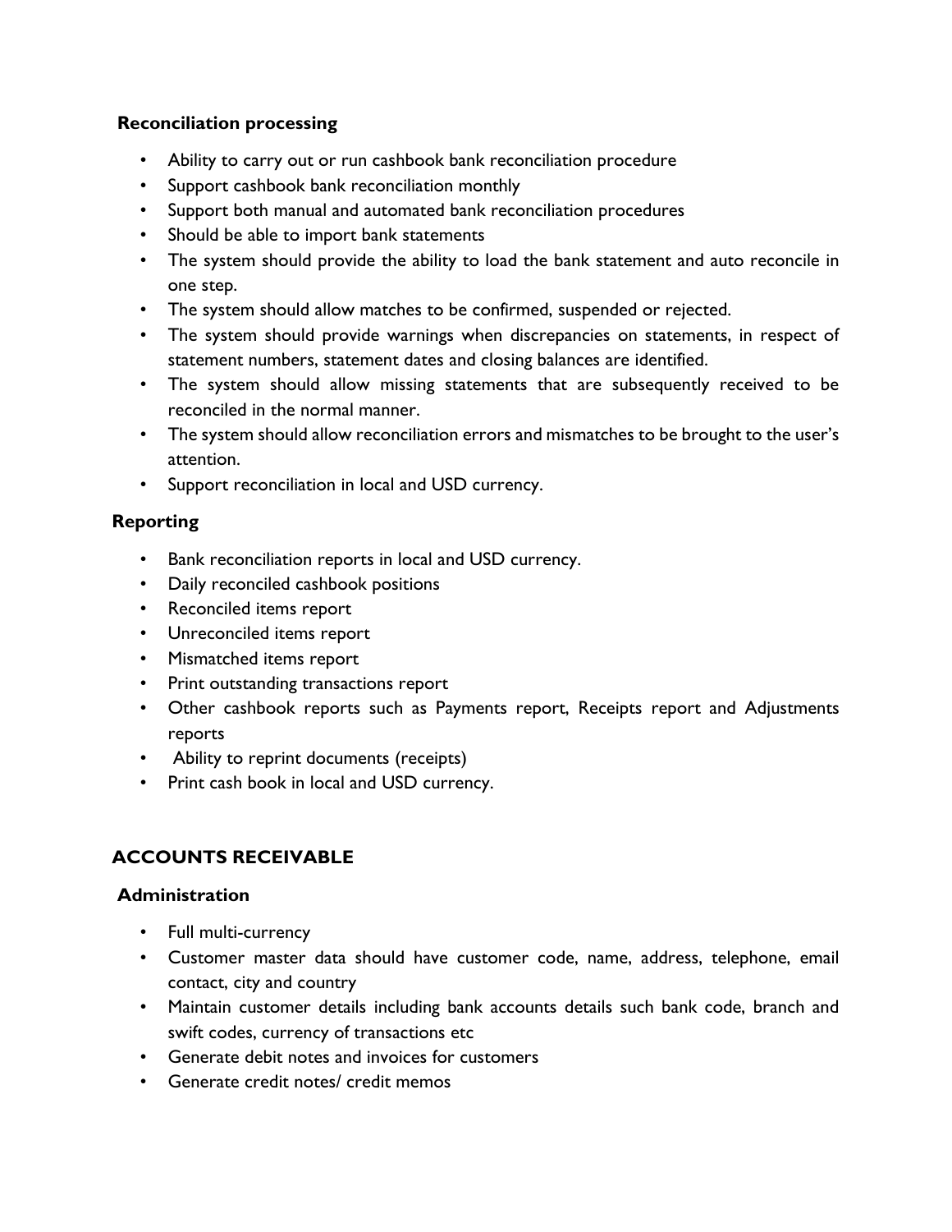### Reconciliation processing

- Ability to carry out or run cashbook bank reconciliation procedure
- Support cashbook bank reconciliation monthly
- Support both manual and automated bank reconciliation procedures
- Should be able to import bank statements
- The system should provide the ability to load the bank statement and auto reconcile in one step.
- The system should allow matches to be confirmed, suspended or rejected.
- The system should provide warnings when discrepancies on statements, in respect of statement numbers, statement dates and closing balances are identified.
- The system should allow missing statements that are subsequently received to be reconciled in the normal manner.
- The system should allow reconciliation errors and mismatches to be brought to the user's attention.
- Support reconciliation in local and USD currency.

### Reporting

- Bank reconciliation reports in local and USD currency.
- Daily reconciled cashbook positions
- Reconciled items report
- Unreconciled items report
- Mismatched items report
- Print outstanding transactions report
- Other cashbook reports such as Payments report, Receipts report and Adjustments reports
- Ability to reprint documents (receipts)
- Print cash book in local and USD currency.

## ACCOUNTS RECEIVABLE

### Administration

- Full multi-currency
- Customer master data should have customer code, name, address, telephone, email contact, city and country
- Maintain customer details including bank accounts details such bank code, branch and swift codes, currency of transactions etc
- Generate debit notes and invoices for customers
- Generate credit notes/ credit memos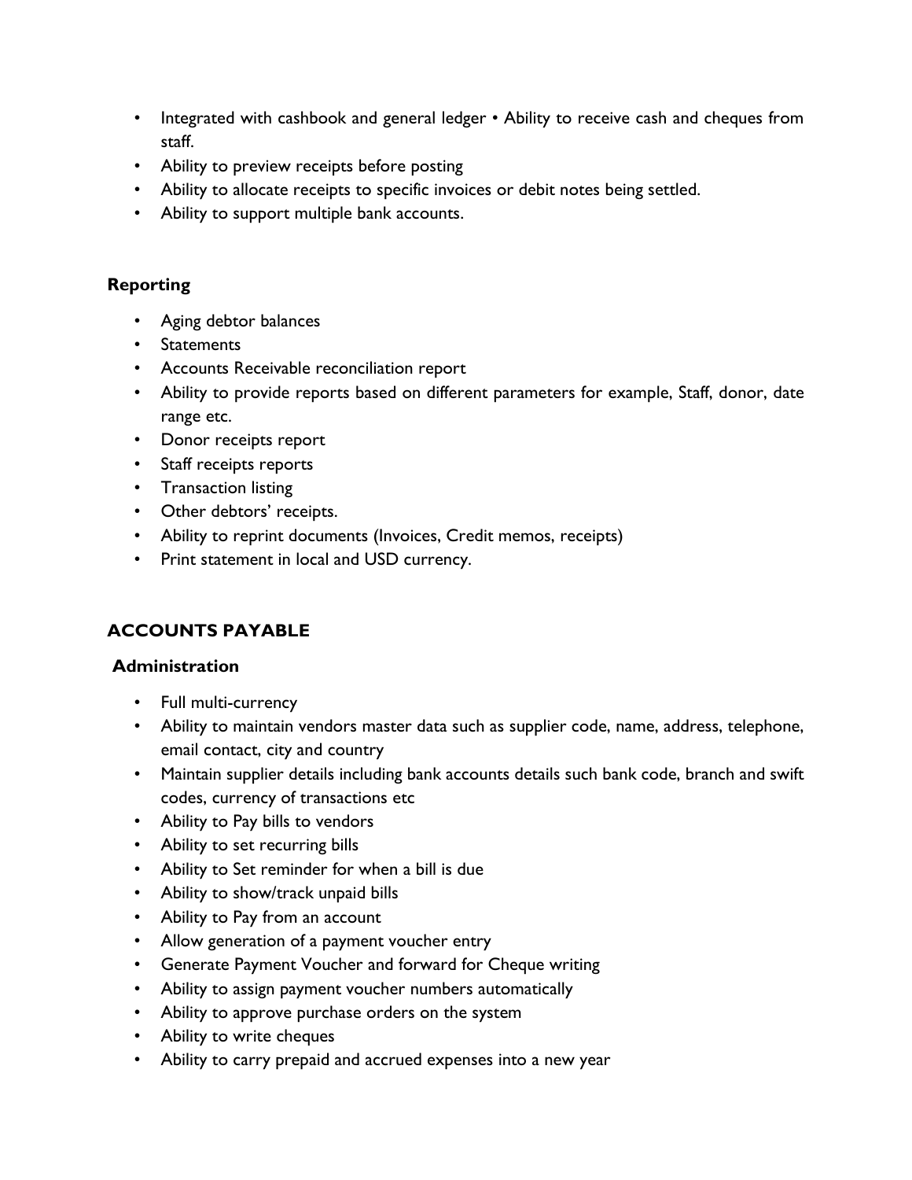- Integrated with cashbook and general ledger • Ability to receive cash and cheques from staff.
- Ability to preview receipts before posting
- Ability to allocate receipts to specific invoices or debit notes being settled.
- Ability to support multiple bank accounts.

**Reporting**

- Aging debtor balances
- Statements
- Accounts Receivable reconciliation report
- Ability to provide reports based on different parameters for example, Staff, donor, date range etc.
- Donor receipts report
- Staff receipts reports
- Transaction listing
- Other debtors' receipts.
- Ability to reprint documents (Invoices, Credit memos, receipts)
- Print statement in local and USD currency.

## ACCOUNTS PAYABLE

**Administration**

- Full multi-currency
- Ability to maintain vendors master data such as supplier code, name, address, telephone, email contact, city and country
- Maintain supplier details including bank accounts details such bank code, branch and swift codes, currency of transactions etc
- Ability to Pay bills to vendors
- Ability to set recurring bills
- Ability to Set reminder for when a bill is due
- Ability to show/track unpaid bills
- Ability to Pay from an account
- Allow generation of a payment voucher entry
- Generate Payment Voucher and forward for Cheque writing
- Ability to assign payment voucher numbers automatically
- Ability to approve purchase orders on the system
- Ability to write cheques
- Ability to carry prepaid and accrued expenses into a new year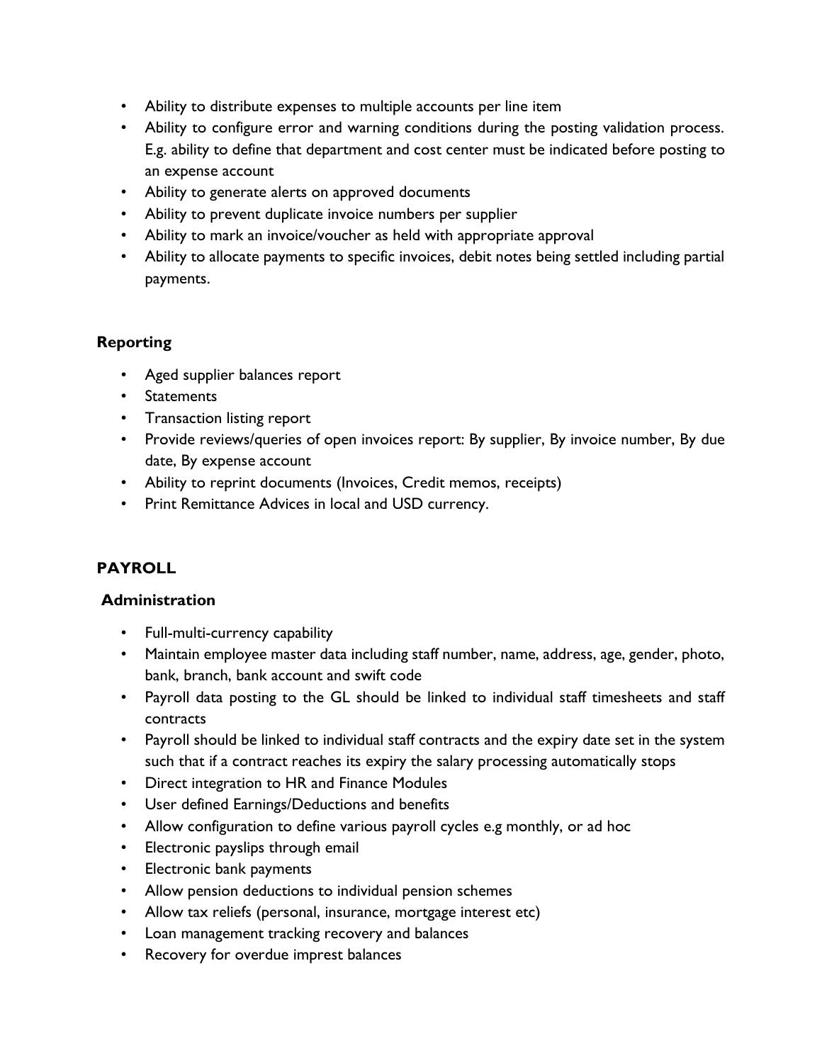- Ability to distribute expenses to multiple accounts per line item
- Ability to configure error and warning conditions during the posting validation process. E.g. ability to define that department and cost center must be indicated before posting to an expense account
- Ability to generate alerts on approved documents
- Ability to prevent duplicate invoice numbers per supplier
- Ability to mark an invoice/voucher as held with appropriate approval
- Ability to allocate payments to specific invoices, debit notes being settled including partial payments.

### Reporting

- Aged supplier balances report
- Statements
- Transaction listing report
- Provide reviews/queries of open invoices report: By supplier, By invoice number, By due date, By expense account
- Ability to reprint documents (Invoices, Credit memos, receipts)
- Print Remittance Advices in local and USD currency.

## PAYROLL

### Administration

- Full-multi-currency capability
- Maintain employee master data including staff number, name, address, age, gender, photo, bank, branch, bank account and swift code
- Payroll data posting to the GL should be linked to individual staff timesheets and staff contracts
- Payroll should be linked to individual staff contracts and the expiry date set in the system such that if a contract reaches its expiry the salary processing automatically stops
- Direct integration to HR and Finance Modules
- User defined Earnings/Deductions and benefits
- Allow configuration to define various payroll cycles e.g monthly, or ad hoc
- Electronic payslips through email
- Electronic bank payments
- Allow pension deductions to individual pension schemes
- Allow tax reliefs (personal, insurance, mortgage interest etc)
- Loan management tracking recovery and balances
- Recovery for overdue imprest balances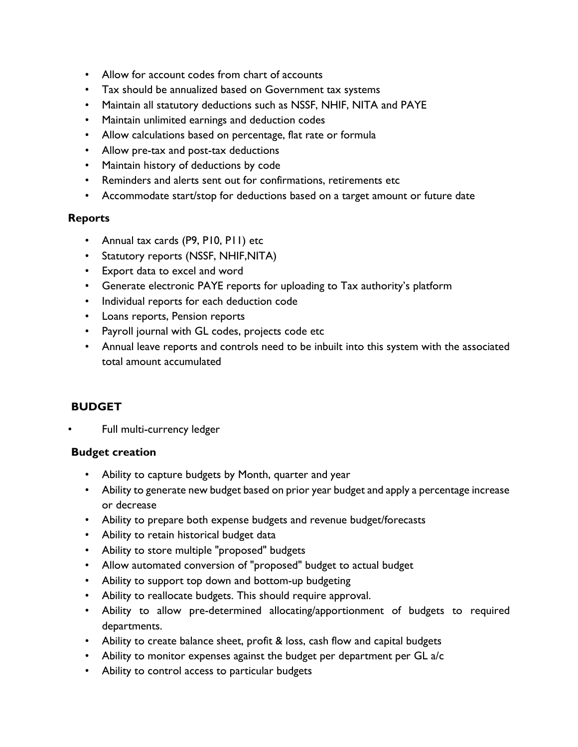- Allow for account codes from chart of accounts
- Tax should be annualized based on Government tax systems
- Maintain all statutory deductions such as NSSF, NHIF, NITA and PAYE
- Maintain unlimited earnings and deduction codes
- Allow calculations based on percentage, flat rate or formula
- Allow pre-tax and post-tax deductions
- Maintain history of deductions by code
- Reminders and alerts sent out for confirmations, retirements etc
- Accommodate start/stop for deductions based on a target amount or future date

**Reports**

- Annual tax cards (P9, P10, P11) etc
- Statutory reports (NSSF, NHIF,NITA)
- Export data to excel and word
- Generate electronic PAYE reports for uploading to Tax authority's platform
- Individual reports for each deduction code
- Loans reports, Pension reports
- Payroll journal with GL codes, projects code etc
- Annual leave reports and controls need to be inbuilt into this system with the associated total amount accumulated

## BUDGET

- Full multi-currency ledger

**Budget creation**

- Ability to capture budgets by Month, quarter and year
- Ability to generate new budget based on prior year budget and apply a percentage increase or decrease
- Ability to prepare both expense budgets and revenue budget/forecasts
- Ability to retain historical budget data
- Ability to store multiple "proposed" budgets
- Allow automated conversion of "proposed" budget to actual budget
- Ability to support top down and bottom-up budgeting
- Ability to reallocate budgets. This should require approval.
- Ability to allow pre-determined allocating/apportionment of budgets to required departments.
- Ability to create balance sheet, profit & loss, cash flow and capital budgets
- Ability to monitor expenses against the budget per department per GL a/c
- Ability to control access to particular budgets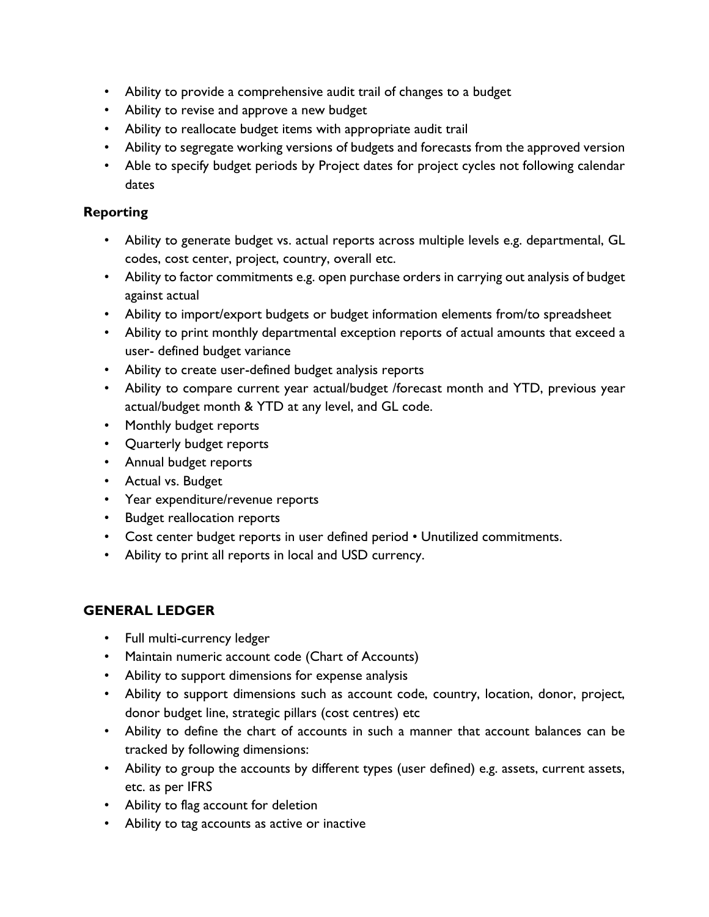- Ability to provide a comprehensive audit trail of changes to a budget
- Ability to revise and approve a new budget
- Ability to reallocate budget items with appropriate audit trail
- Ability to segregate working versions of budgets and forecasts from the approved version
- Able to specify budget periods by Project dates for project cycles not following calendar dates

**Reporting**

- Ability to generate budget vs. actual reports across multiple levels e.g. departmental, GL codes, cost center, project, country, overall etc.
- Ability to factor commitments e.g. open purchase orders in carrying out analysis of budget against actual
- Ability to import/export budgets or budget information elements from/to spreadsheet
- Ability to print monthly departmental exception reports of actual amounts that exceed a user- defined budget variance
- Ability to create user-defined budget analysis reports
- Ability to compare current year actual/budget /forecast month and YTD, previous year actual/budget month & YTD at any level, and GL code.
- Monthly budget reports
- Quarterly budget reports
- Annual budget reports
- Actual vs. Budget
- Year expenditure/revenue reports
- Budget reallocation reports
- Cost center budget reports in user defined period • Unutilized commitments.
- Ability to print all reports in local and USD currency.

## GENERAL LEDGER

- Full multi-currency ledger
- Maintain numeric account code (Chart of Accounts)
- Ability to support dimensions for expense analysis
- Ability to support dimensions such as account code, country, location, donor, project, donor budget line, strategic pillars (cost centres) etc
- Ability to define the chart of accounts in such a manner that account balances can be tracked by following dimensions:
- Ability to group the accounts by different types (user defined) e.g. assets, current assets, etc. as per IFRS
- Ability to flag account for deletion
- Ability to tag accounts as active or inactive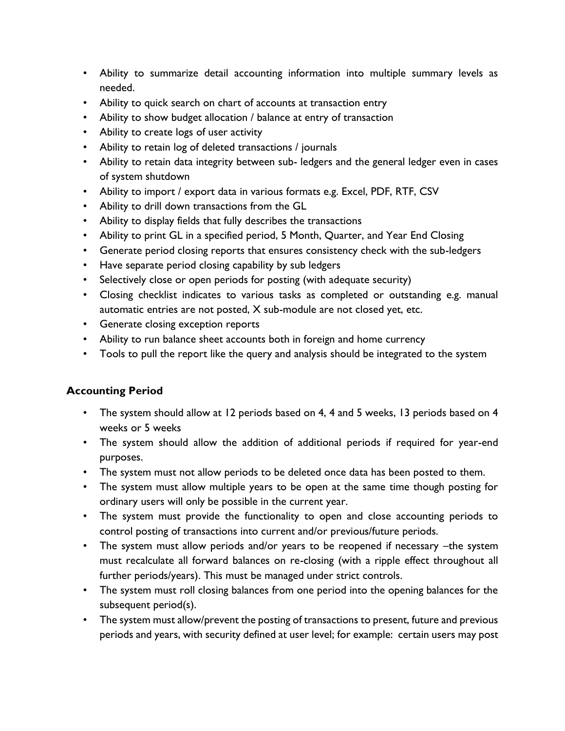- Ability to summarize detail accounting information into multiple summary levels as needed.
- Ability to quick search on chart of accounts at transaction entry
- Ability to show budget allocation / balance at entry of transaction
- Ability to create logs of user activity
- Ability to retain log of deleted transactions / journals
- Ability to retain data integrity between sub- ledgers and the general ledger even in cases of system shutdown
- Ability to import / export data in various formats e.g. Excel, PDF, RTF, CSV
- Ability to drill down transactions from the GL
- Ability to display fields that fully describes the transactions
- Ability to print GL in a specified period, 5 Month, Quarter, and Year End Closing
- Generate period closing reports that ensures consistency check with the sub-ledgers
- Have separate period closing capability by sub ledgers
- Selectively close or open periods for posting (with adequate security)
- Closing checklist indicates to various tasks as completed or outstanding e.g. manual automatic entries are not posted, X sub-module are not closed yet, etc.
- Generate closing exception reports
- Ability to run balance sheet accounts both in foreign and home currency
- Tools to pull the report like the query and analysis should be integrated to the system

### Accounting Period

- The system should allow at 12 periods based on 4, 4 and 5 weeks, 13 periods based on 4 weeks or 5 weeks
- The system should allow the addition of additional periods if required for year-end purposes.
- The system must not allow periods to be deleted once data has been posted to them.
- The system must allow multiple years to be open at the same time though posting for ordinary users will only be possible in the current year.
- The system must provide the functionality to open and close accounting periods to control posting of transactions into current and/or previous/future periods.
- The system must allow periods and/or years to be reopened if necessary –the system must recalculate all forward balances on re-closing (with a ripple effect throughout all further periods/years). This must be managed under strict controls.
- The system must roll closing balances from one period into the opening balances for the subsequent period(s).
- The system must allow/prevent the posting of transactions to present, future and previous periods and years, with security defined at user level; for example: certain users may post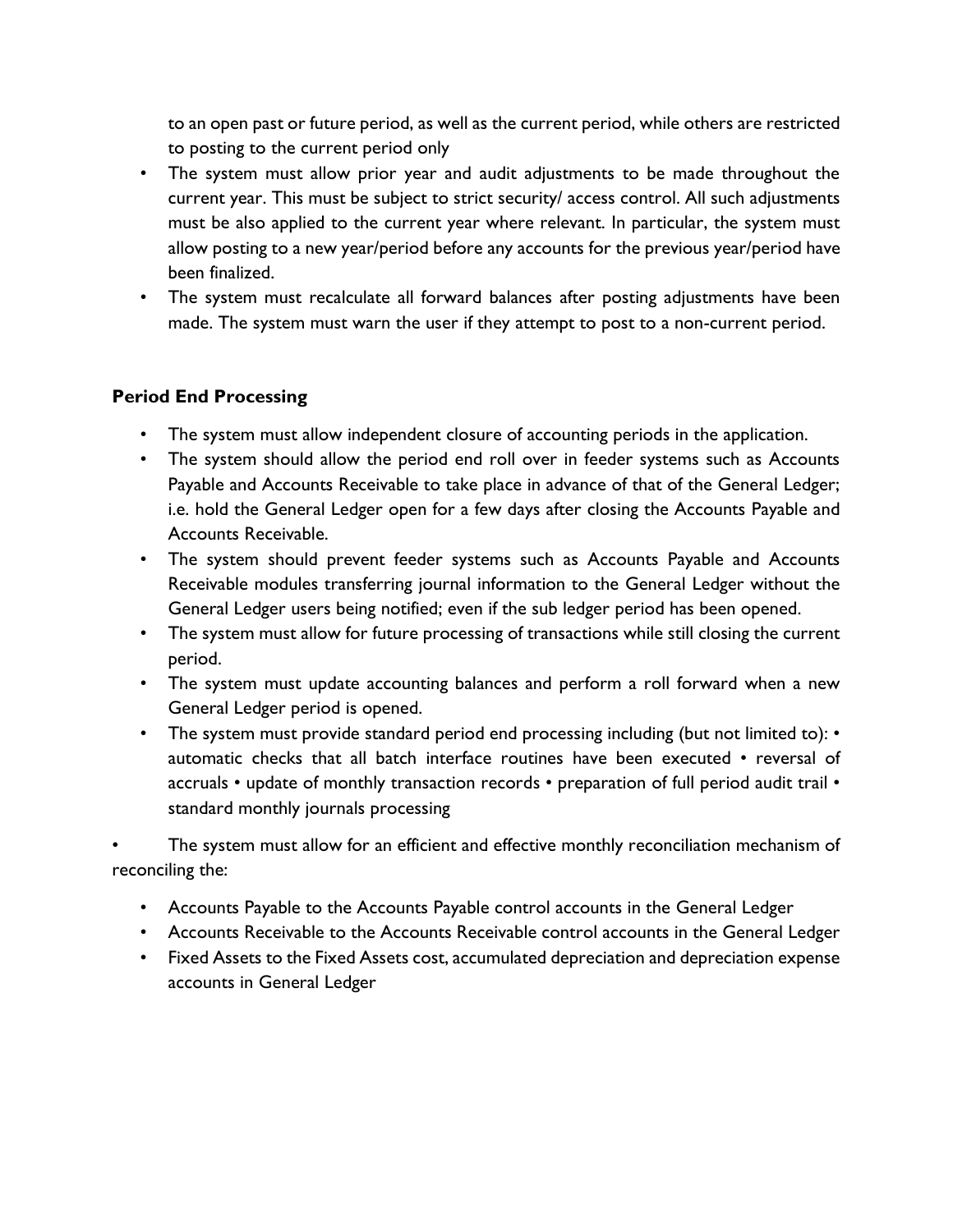to an open past or future period, as well as the current period, while others are restricted to posting to the current period only

- The system must allow prior year and audit adjustments to be made throughout the current year. This must be subject to strict security/ access control. All such adjustments must be also applied to the current year where relevant. In particular, the system must allow posting to a new year/period before any accounts for the previous year/period have been finalized.
- The system must recalculate all forward balances after posting adjustments have been made. The system must warn the user if they attempt to post to a non-current period.

**Period End Processing**

- The system must allow independent closure of accounting periods in the application.
- The system should allow the period end roll over in feeder systems such as Accounts Payable and Accounts Receivable to take place in advance of that of the General Ledger; i.e. hold the General Ledger open for a few days after closing the Accounts Payable and Accounts Receivable.
- The system should prevent feeder systems such as Accounts Payable and Accounts Receivable modules transferring journal information to the General Ledger without the General Ledger users being notified; even if the sub ledger period has been opened.
- The system must allow for future processing of transactions while still closing the current period.
- The system must update accounting balances and perform a roll forward when a new General Ledger period is opened.
- The system must provide standard period end processing including (but not limited to): • automatic checks that all batch interface routines have been executed • reversal of accruals • update of monthly transaction records • preparation of full period audit trail • standard monthly journals processing

• The system must allow for an efficient and effective monthly reconciliation mechanism of reconciling the:

- Accounts Payable to the Accounts Payable control accounts in the General Ledger
- Accounts Receivable to the Accounts Receivable control accounts in the General Ledger
- Fixed Assets to the Fixed Assets cost, accumulated depreciation and depreciation expense accounts in General Ledger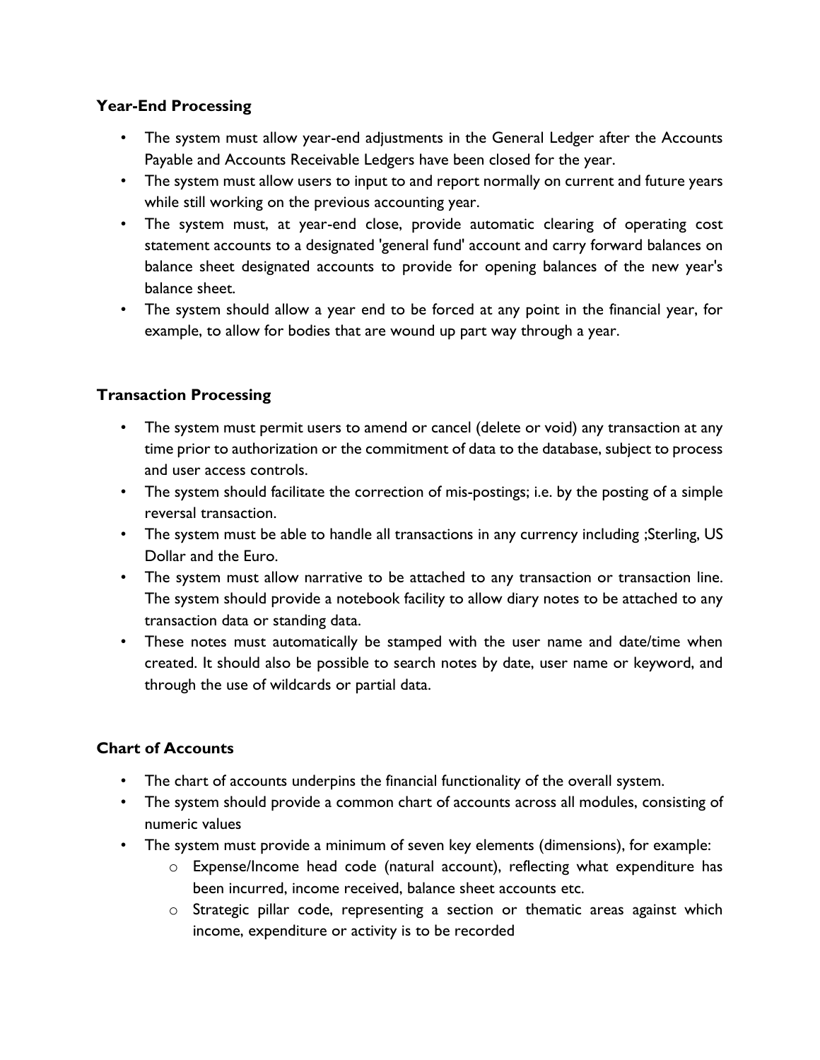### Year-End Processing

- The system must allow year-end adjustments in the General Ledger after the Accounts Payable and Accounts Receivable Ledgers have been closed for the year.
- The system must allow users to input to and report normally on current and future years while still working on the previous accounting year.
- The system must, at year-end close, provide automatic clearing of operating cost statement accounts to a designated 'general fund' account and carry forward balances on balance sheet designated accounts to provide for opening balances of the new year's balance sheet.
- The system should allow a year end to be forced at any point in the financial year, for example, to allow for bodies that are wound up part way through a year.

### Transaction Processing

- The system must permit users to amend or cancel (delete or void) any transaction at any time prior to authorization or the commitment of data to the database, subject to process and user access controls.
- The system should facilitate the correction of mis-postings; i.e. by the posting of a simple reversal transaction.
- The system must be able to handle all transactions in any currency including ;Sterling, US Dollar and the Euro.
- The system must allow narrative to be attached to any transaction or transaction line. The system should provide a notebook facility to allow diary notes to be attached to any transaction data or standing data.
- These notes must automatically be stamped with the user name and date/time when created. It should also be possible to search notes by date, user name or keyword, and through the use of wildcards or partial data.

### Chart of Accounts

- The chart of accounts underpins the financial functionality of the overall system.
- The system should provide a common chart of accounts across all modules, consisting of numeric values
- The system must provide a minimum of seven key elements (dimensions), for example:
    - Expense/Income head code (natural account), reflecting what expenditure has been incurred, income received, balance sheet accounts etc.
    - Strategic pillar code, representing a section or thematic areas against which income, expenditure or activity is to be recorded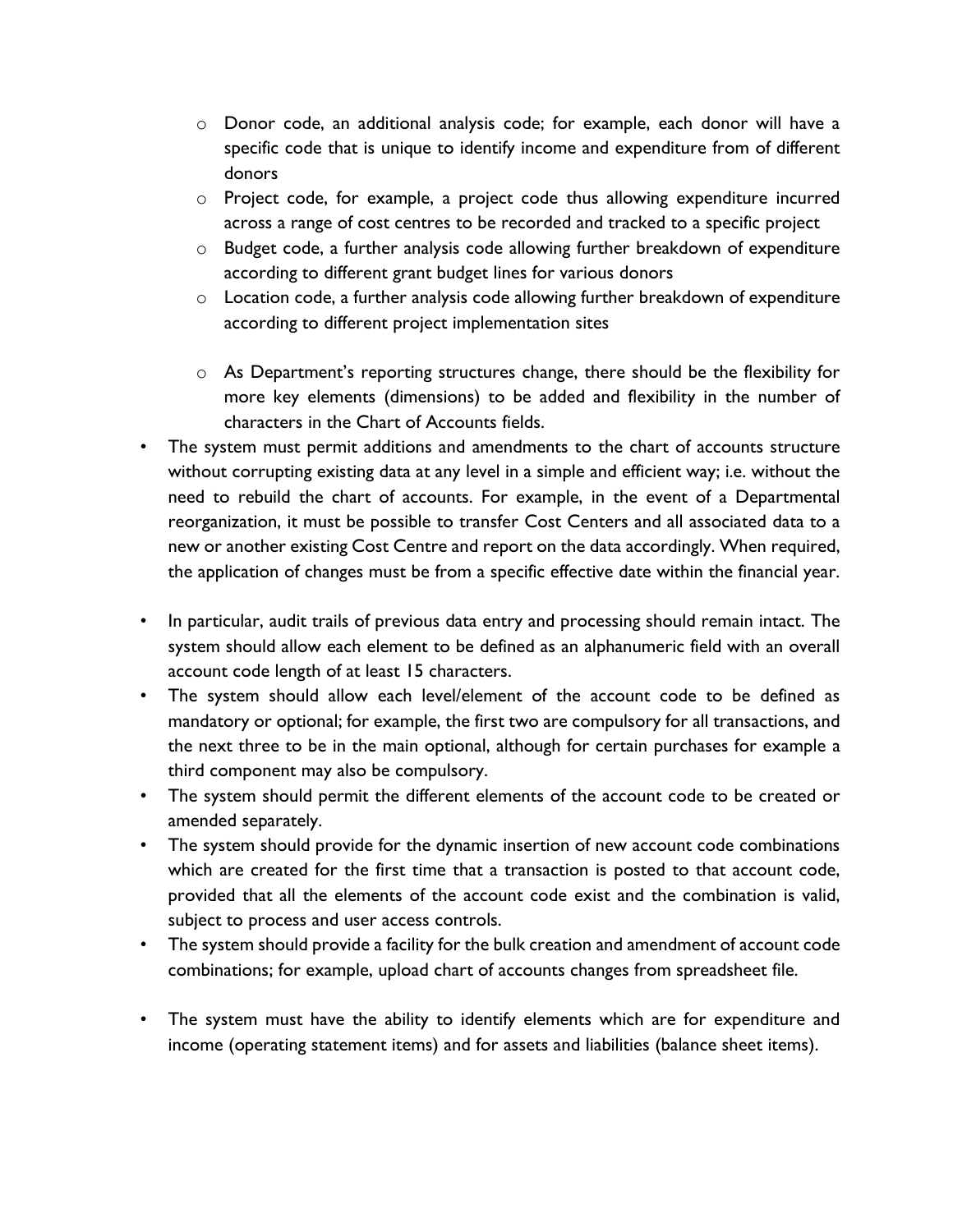- Donor code, an additional analysis code; for example, each donor will have a specific code that is unique to identify income and expenditure from of different donors
  - Project code, for example, a project code thus allowing expenditure incurred across a range of cost centres to be recorded and tracked to a specific project
  - Budget code, a further analysis code allowing further breakdown of expenditure according to different grant budget lines for various donors
  - Location code, a further analysis code allowing further breakdown of expenditure according to different project implementation sites
  - As Department's reporting structures change, there should be the flexibility for more key elements (dimensions) to be added and flexibility in the number of characters in the Chart of Accounts fields.
- The system must permit additions and amendments to the chart of accounts structure without corrupting existing data at any level in a simple and efficient way; i.e. without the need to rebuild the chart of accounts. For example, in the event of a Departmental reorganization, it must be possible to transfer Cost Centers and all associated data to a new or another existing Cost Centre and report on the data accordingly. When required, the application of changes must be from a specific effective date within the financial year.
- In particular, audit trails of previous data entry and processing should remain intact. The system should allow each element to be defined as an alphanumeric field with an overall account code length of at least 15 characters.
- The system should allow each level/element of the account code to be defined as mandatory or optional; for example, the first two are compulsory for all transactions, and the next three to be in the main optional, although for certain purchases for example a third component may also be compulsory.
- The system should permit the different elements of the account code to be created or amended separately.
- The system should provide for the dynamic insertion of new account code combinations which are created for the first time that a transaction is posted to that account code, provided that all the elements of the account code exist and the combination is valid, subject to process and user access controls.
- The system should provide a facility for the bulk creation and amendment of account code combinations; for example, upload chart of accounts changes from spreadsheet file.
- The system must have the ability to identify elements which are for expenditure and income (operating statement items) and for assets and liabilities (balance sheet items).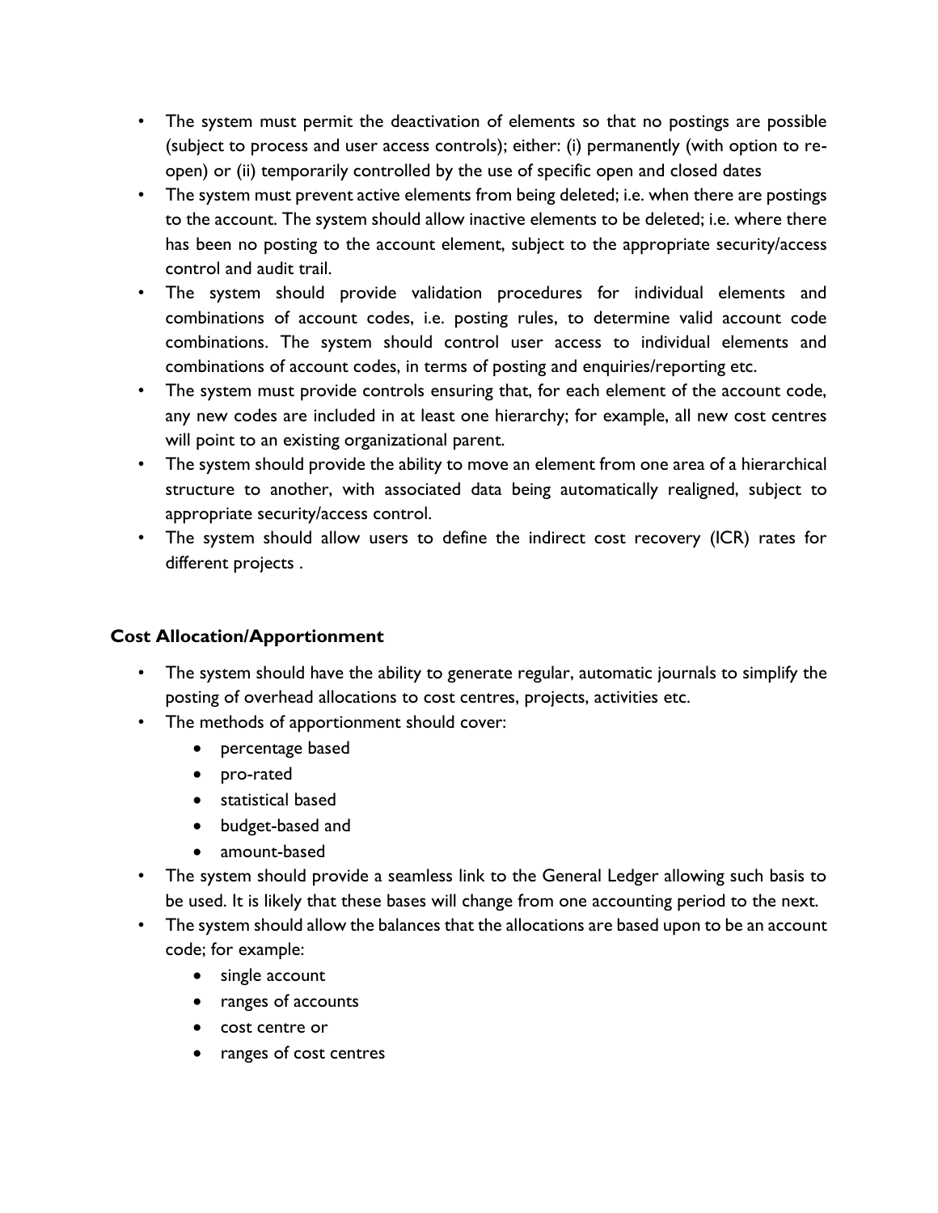- The system must permit the deactivation of elements so that no postings are possible (subject to process and user access controls); either: (i) permanently (with option to re-open) or (ii) temporarily controlled by the use of specific open and closed dates
- The system must prevent active elements from being deleted; i.e. when there are postings to the account. The system should allow inactive elements to be deleted; i.e. where there has been no posting to the account element, subject to the appropriate security/access control and audit trail.
- The system should provide validation procedures for individual elements and combinations of account codes, i.e. posting rules, to determine valid account code combinations. The system should control user access to individual elements and combinations of account codes, in terms of posting and enquiries/reporting etc.
- The system must provide controls ensuring that, for each element of the account code, any new codes are included in at least one hierarchy; for example, all new cost centres will point to an existing organizational parent.
- The system should provide the ability to move an element from one area of a hierarchical structure to another, with associated data being automatically realigned, subject to appropriate security/access control.
- The system should allow users to define the indirect cost recovery (ICR) rates for different projects .

**Cost Allocation/Apportionment**

- The system should have the ability to generate regular, automatic journals to simplify the posting of overhead allocations to cost centres, projects, activities etc.
- The methods of apportionment should cover:
  - percentage based
  - pro-rated
  - statistical based
  - budget-based and
  - amount-based
- The system should provide a seamless link to the General Ledger allowing such basis to be used. It is likely that these bases will change from one accounting period to the next.
- The system should allow the balances that the allocations are based upon to be an account code; for example:
  - single account
  - ranges of accounts
  - cost centre or
  - ranges of cost centres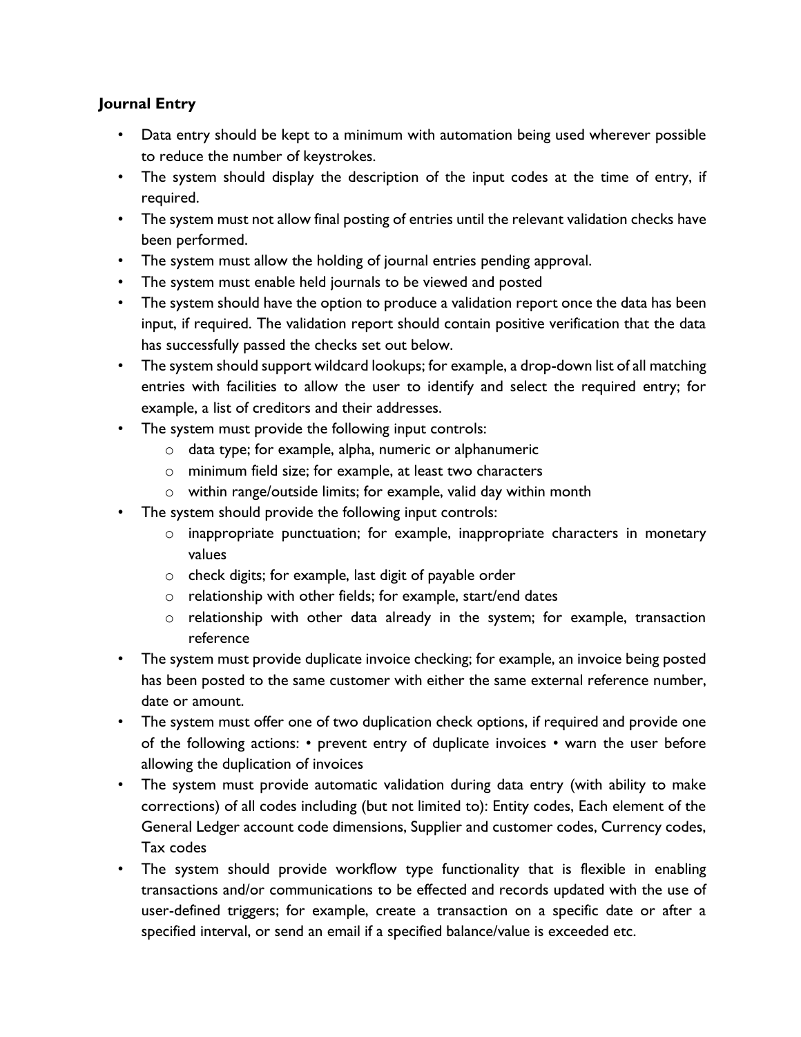**Journal Entry**

- Data entry should be kept to a minimum with automation being used wherever possible to reduce the number of keystrokes.
- The system should display the description of the input codes at the time of entry, if required.
- The system must not allow final posting of entries until the relevant validation checks have been performed.
- The system must allow the holding of journal entries pending approval.
- The system must enable held journals to be viewed and posted
- The system should have the option to produce a validation report once the data has been input, if required. The validation report should contain positive verification that the data has successfully passed the checks set out below.
- The system should support wildcard lookups; for example, a drop-down list of all matching entries with facilities to allow the user to identify and select the required entry; for example, a list of creditors and their addresses.
- The system must provide the following input controls:
    - data type; for example, alpha, numeric or alphanumeric
    - minimum field size; for example, at least two characters
    - within range/outside limits; for example, valid day within month
- The system should provide the following input controls:
    - inappropriate punctuation; for example, inappropriate characters in monetary values
    - check digits; for example, last digit of payable order
    - relationship with other fields; for example, start/end dates
    - relationship with other data already in the system; for example, transaction reference
- The system must provide duplicate invoice checking; for example, an invoice being posted has been posted to the same customer with either the same external reference number, date or amount.
- The system must offer one of two duplication check options, if required and provide one of the following actions: • prevent entry of duplicate invoices • warn the user before allowing the duplication of invoices
- The system must provide automatic validation during data entry (with ability to make corrections) of all codes including (but not limited to): Entity codes, Each element of the General Ledger account code dimensions, Supplier and customer codes, Currency codes, Tax codes
- The system should provide workflow type functionality that is flexible in enabling transactions and/or communications to be effected and records updated with the use of user-defined triggers; for example, create a transaction on a specific date or after a specified interval, or send an email if a specified balance/value is exceeded etc.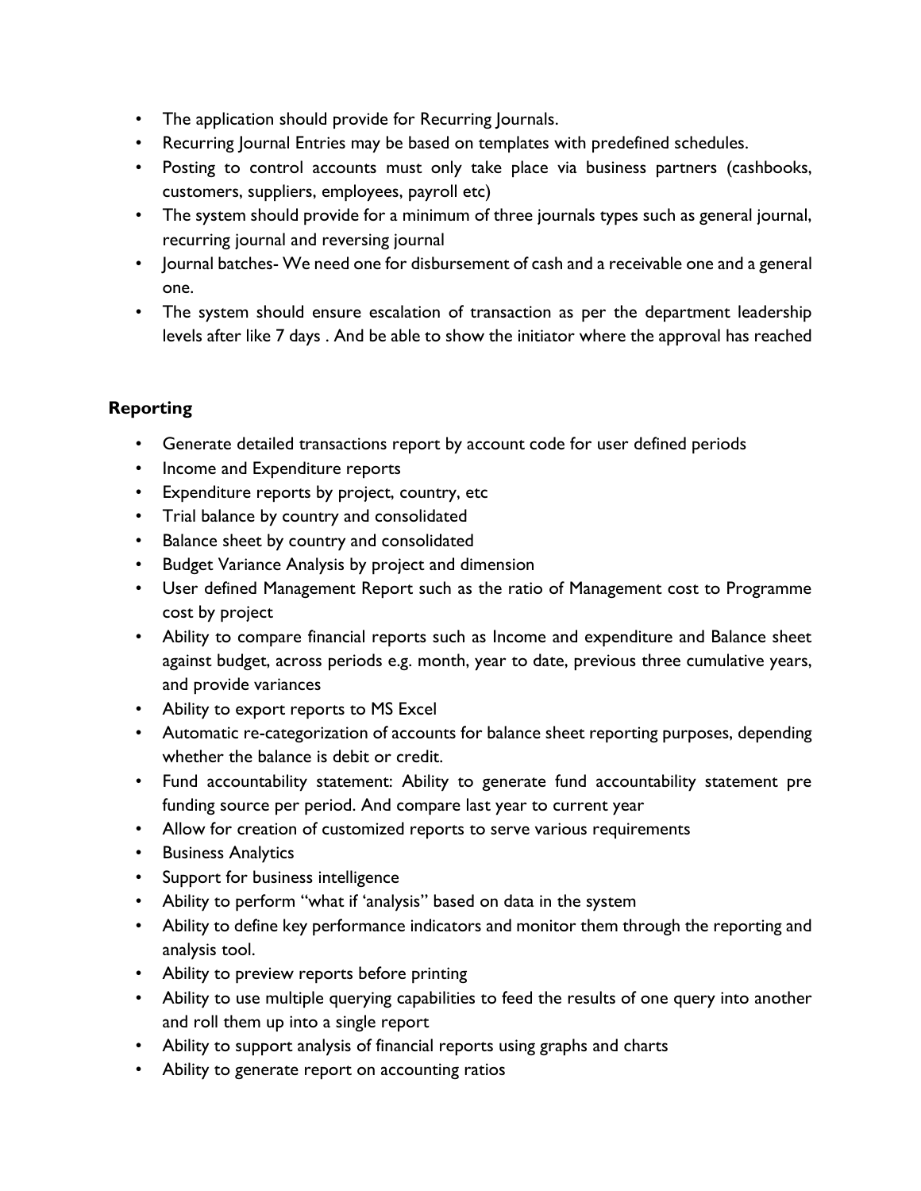- The application should provide for Recurring Journals.
- Recurring Journal Entries may be based on templates with predefined schedules.
- Posting to control accounts must only take place via business partners (cashbooks, customers, suppliers, employees, payroll etc)
- The system should provide for a minimum of three journals types such as general journal, recurring journal and reversing journal
- Journal batches- We need one for disbursement of cash and a receivable one and a general one.
- The system should ensure escalation of transaction as per the department leadership levels after like 7 days . And be able to show the initiator where the approval has reached

**Reporting**

- Generate detailed transactions report by account code for user defined periods
- Income and Expenditure reports
- Expenditure reports by project, country, etc
- Trial balance by country and consolidated
- Balance sheet by country and consolidated
- Budget Variance Analysis by project and dimension
- User defined Management Report such as the ratio of Management cost to Programme cost by project
- Ability to compare financial reports such as Income and expenditure and Balance sheet against budget, across periods e.g. month, year to date, previous three cumulative years, and provide variances
- Ability to export reports to MS Excel
- Automatic re-categorization of accounts for balance sheet reporting purposes, depending whether the balance is debit or credit.
- Fund accountability statement: Ability to generate fund accountability statement pre funding source per period. And compare last year to current year
- Allow for creation of customized reports to serve various requirements
- Business Analytics
- Support for business intelligence
- Ability to perform "what if 'analysis" based on data in the system
- Ability to define key performance indicators and monitor them through the reporting and analysis tool.
- Ability to preview reports before printing
- Ability to use multiple querying capabilities to feed the results of one query into another and roll them up into a single report
- Ability to support analysis of financial reports using graphs and charts
- Ability to generate report on accounting ratios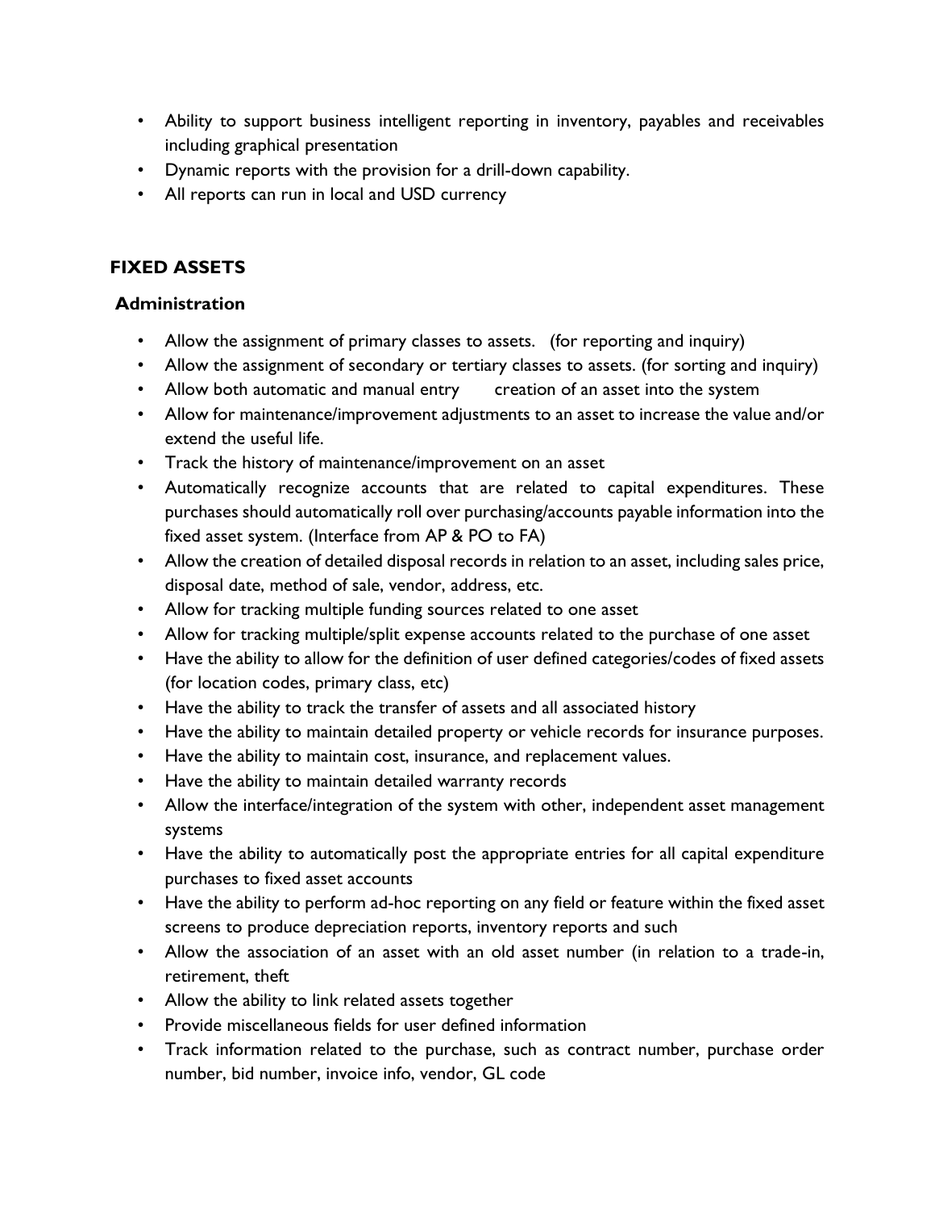- Ability to support business intelligent reporting in inventory, payables and receivables including graphical presentation
- Dynamic reports with the provision for a drill-down capability.
- All reports can run in local and USD currency

## FIXED ASSETS

### Administration

- Allow the assignment of primary classes to assets. (for reporting and inquiry)
- Allow the assignment of secondary or tertiary classes to assets. (for sorting and inquiry)
- Allow both automatic and manual entry creation of an asset into the system
- Allow for maintenance/improvement adjustments to an asset to increase the value and/or extend the useful life.
- Track the history of maintenance/improvement on an asset
- Automatically recognize accounts that are related to capital expenditures. These purchases should automatically roll over purchasing/accounts payable information into the fixed asset system. (Interface from AP & PO to FA)
- Allow the creation of detailed disposal records in relation to an asset, including sales price, disposal date, method of sale, vendor, address, etc.
- Allow for tracking multiple funding sources related to one asset
- Allow for tracking multiple/split expense accounts related to the purchase of one asset
- Have the ability to allow for the definition of user defined categories/codes of fixed assets (for location codes, primary class, etc)
- Have the ability to track the transfer of assets and all associated history
- Have the ability to maintain detailed property or vehicle records for insurance purposes.
- Have the ability to maintain cost, insurance, and replacement values.
- Have the ability to maintain detailed warranty records
- Allow the interface/integration of the system with other, independent asset management systems
- Have the ability to automatically post the appropriate entries for all capital expenditure purchases to fixed asset accounts
- Have the ability to perform ad-hoc reporting on any field or feature within the fixed asset screens to produce depreciation reports, inventory reports and such
- Allow the association of an asset with an old asset number (in relation to a trade-in, retirement, theft
- Allow the ability to link related assets together
- Provide miscellaneous fields for user defined information
- Track information related to the purchase, such as contract number, purchase order number, bid number, invoice info, vendor, GL code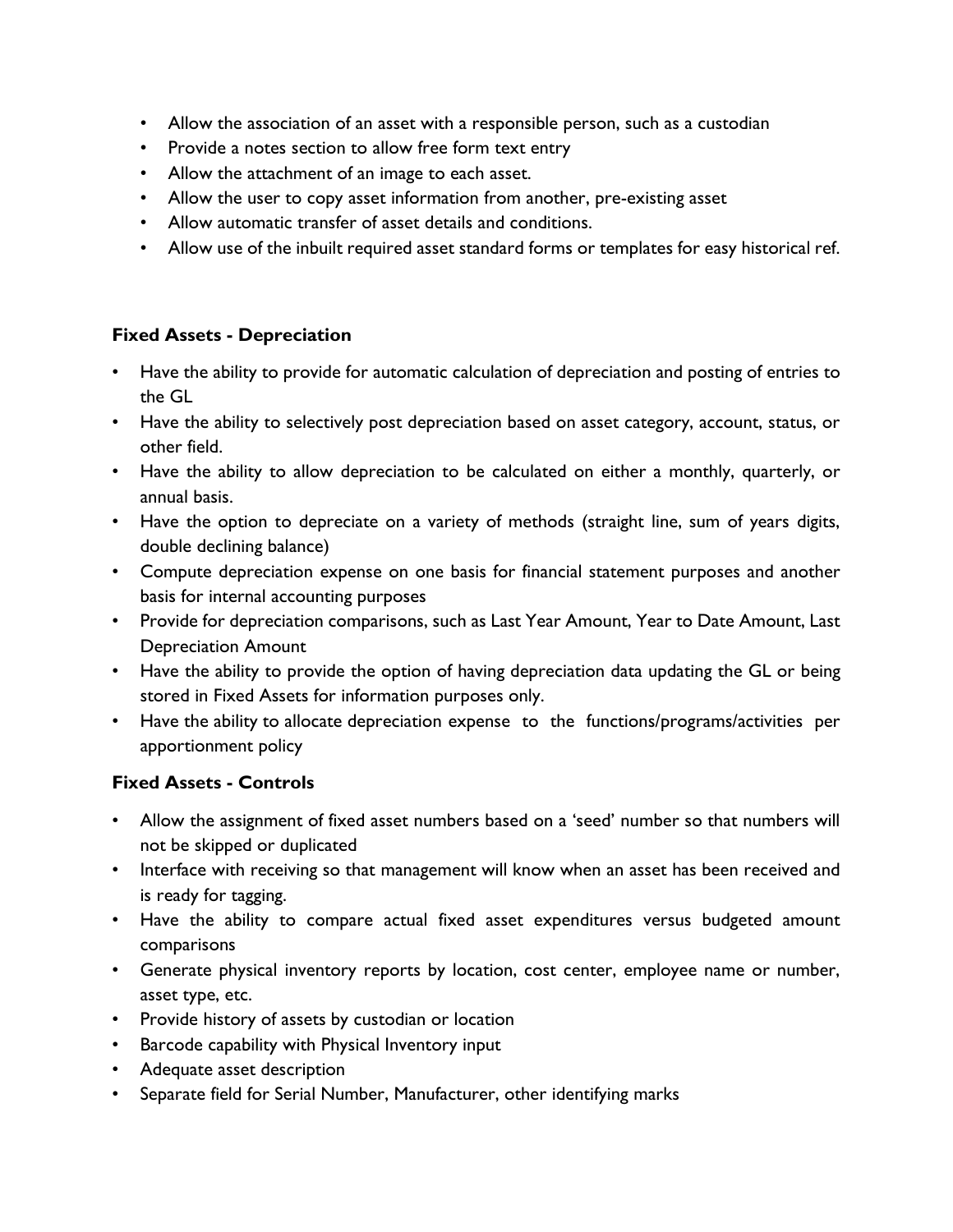- Allow the association of an asset with a responsible person, such as a custodian
- Provide a notes section to allow free form text entry
- Allow the attachment of an image to each asset.
- Allow the user to copy asset information from another, pre-existing asset
- Allow automatic transfer of asset details and conditions.
- Allow use of the inbuilt required asset standard forms or templates for easy historical ref.

**Fixed Assets - Depreciation**

- Have the ability to provide for automatic calculation of depreciation and posting of entries to the GL
- Have the ability to selectively post depreciation based on asset category, account, status, or other field.
- Have the ability to allow depreciation to be calculated on either a monthly, quarterly, or annual basis.
- Have the option to depreciate on a variety of methods (straight line, sum of years digits, double declining balance)
- Compute depreciation expense on one basis for financial statement purposes and another basis for internal accounting purposes
- Provide for depreciation comparisons, such as Last Year Amount, Year to Date Amount, Last Depreciation Amount
- Have the ability to provide the option of having depreciation data updating the GL or being stored in Fixed Assets for information purposes only.
- Have the ability to allocate depreciation expense to the functions/programs/activities per apportionment policy

**Fixed Assets - Controls**

- Allow the assignment of fixed asset numbers based on a 'seed' number so that numbers will not be skipped or duplicated
- Interface with receiving so that management will know when an asset has been received and is ready for tagging.
- Have the ability to compare actual fixed asset expenditures versus budgeted amount comparisons
- Generate physical inventory reports by location, cost center, employee name or number, asset type, etc.
- Provide history of assets by custodian or location
- Barcode capability with Physical Inventory input
- Adequate asset description
- Separate field for Serial Number, Manufacturer, other identifying marks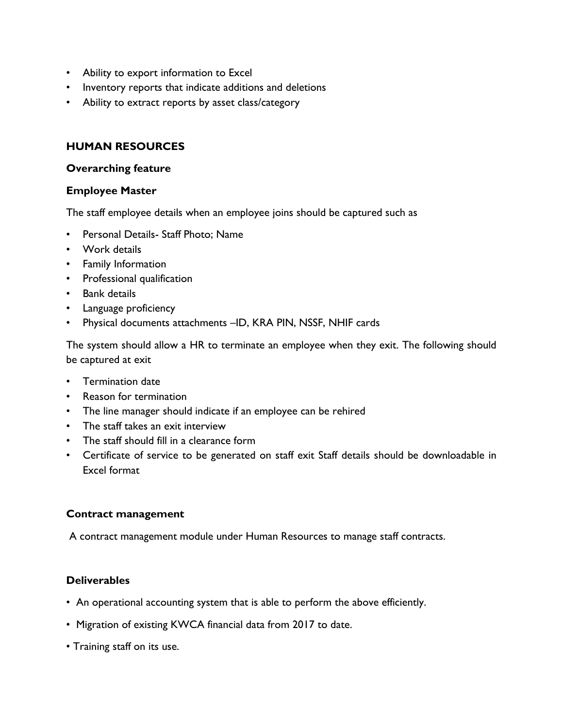- Ability to export information to Excel
- Inventory reports that indicate additions and deletions
- Ability to extract reports by asset class/category

## HUMAN RESOURCES

### Overarching feature

### Employee Master

The staff employee details when an employee joins should be captured such as

- Personal Details- Staff Photo; Name
- Work details
- Family Information
- Professional qualification
- Bank details
- Language proficiency
- Physical documents attachments –ID, KRA PIN, NSSF, NHIF cards

The system should allow a HR to terminate an employee when they exit. The following should be captured at exit

- Termination date
- Reason for termination
- The line manager should indicate if an employee can be rehired
- The staff takes an exit interview
- The staff should fill in a clearance form
- Certificate of service to be generated on staff exit Staff details should be downloadable in Excel format

### Contract management

A contract management module under Human Resources to manage staff contracts.

### Deliverables

- An operational accounting system that is able to perform the above efficiently.
- Migration of existing KWCA financial data from 2017 to date.
- Training staff on its use.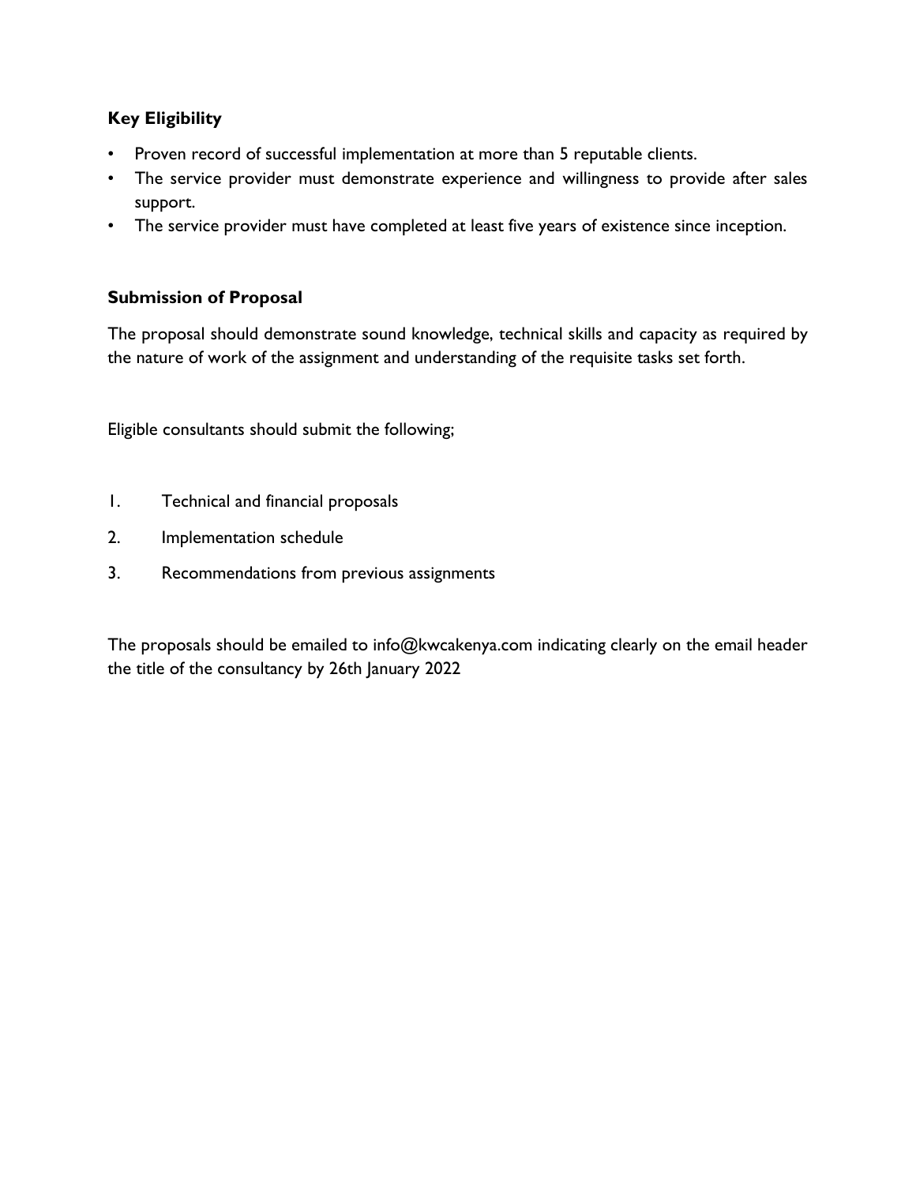**Key Eligibility**

- Proven record of successful implementation at more than 5 reputable clients.
- The service provider must demonstrate experience and willingness to provide after sales support.
- The service provider must have completed at least five years of existence since inception.

**Submission of Proposal**

The proposal should demonstrate sound knowledge, technical skills and capacity as required by the nature of work of the assignment and understanding of the requisite tasks set forth.

Eligible consultants should submit the following;

1. Technical and financial proposals
2. Implementation schedule
3. Recommendations from previous assignments

The proposals should be emailed to info@kwcakenya.com indicating clearly on the email header the title of the consultancy by 26th January 2022